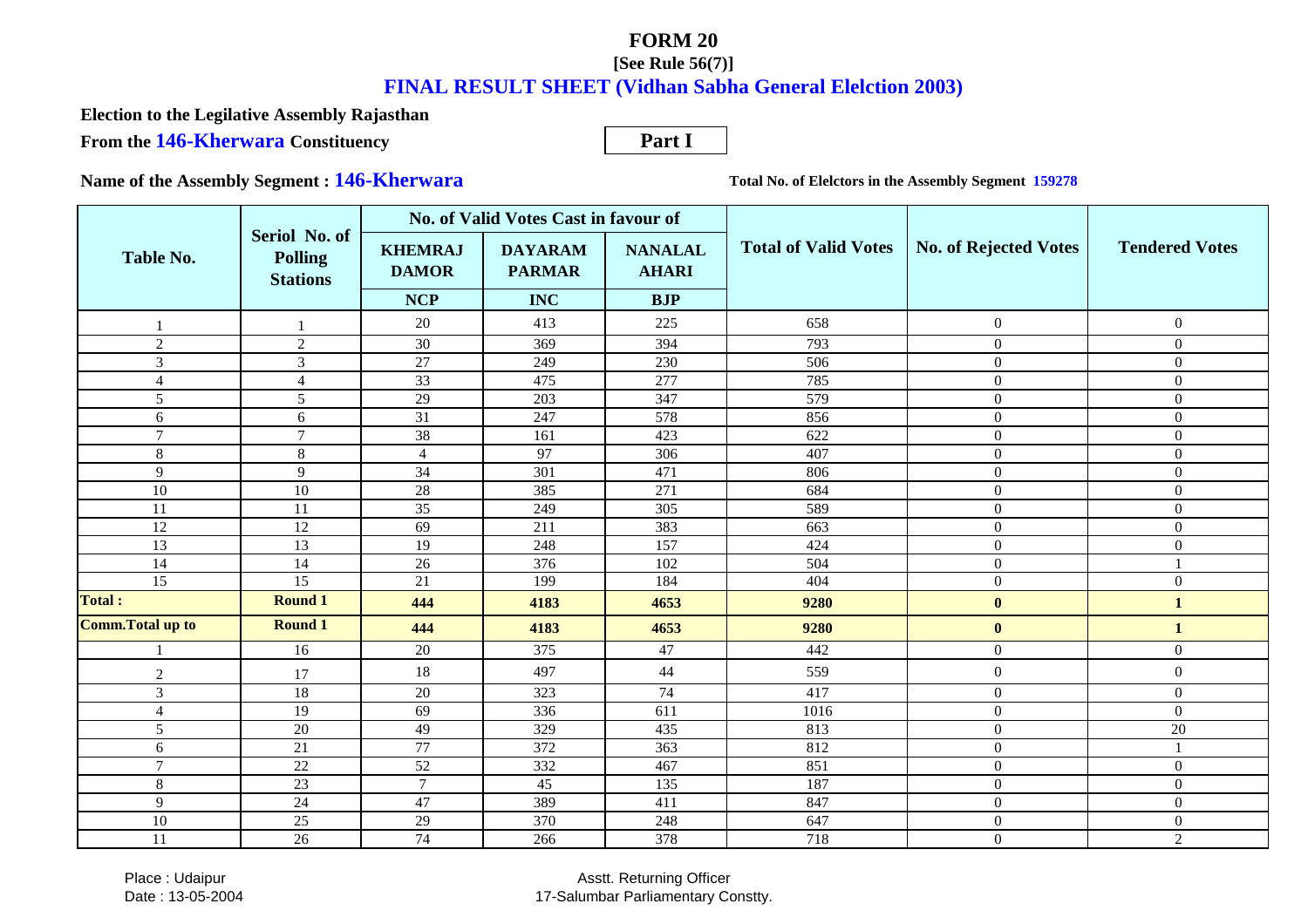# FORM 20

**[See Rule 56(7)]**

## FINAL RESULT SHEET (Vidhan Sabha General Elelction 2003)

**Election to the Legilative Assembly Rajasthan**

**From the 146-Kherwara Constituency**

**Part I**

**Name of the Assembly Segment : 146-Kherwara**

**Total No. of Elelctors in the Assembly Segment 159278**

| Table No. | Seriol No. of Polling Stations | No. of Valid Votes Cast in favour of | | | Total of Valid Votes | No. of Rejected Votes | Tendered Votes |
|---|---|---|---|---|---|---|---|
| | | KHEMRAJ DAMOR | DAYARAM PARMAR | NANALAL AHARI | | | |
| | | NCP | INC | BJP | | | |
| 1 | 1 | 20 | 413 | 225 | 658 | 0 | 0 |
| 2 | 2 | 30 | 369 | 394 | 793 | 0 | 0 |
| 3 | 3 | 27 | 249 | 230 | 506 | 0 | 0 |
| 4 | 4 | 33 | 475 | 277 | 785 | 0 | 0 |
| 5 | 5 | 29 | 203 | 347 | 579 | 0 | 0 |
| 6 | 6 | 31 | 247 | 578 | 856 | 0 | 0 |
| 7 | 7 | 38 | 161 | 423 | 622 | 0 | 0 |
| 8 | 8 | 4 | 97 | 306 | 407 | 0 | 0 |
| 9 | 9 | 34 | 301 | 471 | 806 | 0 | 0 |
| 10 | 10 | 28 | 385 | 271 | 684 | 0 | 0 |
| 11 | 11 | 35 | 249 | 305 | 589 | 0 | 0 |
| 12 | 12 | 69 | 211 | 383 | 663 | 0 | 0 |
| 13 | 13 | 19 | 248 | 157 | 424 | 0 | 0 |
| 14 | 14 | 26 | 376 | 102 | 504 | 0 | 1 |
| 15 | 15 | 21 | 199 | 184 | 404 | 0 | 0 |
| **Total :** | **Round 1** | **444** | **4183** | **4653** | **9280** | **0** | **1** |
| **Comm.Total up to** | **Round 1** | **444** | **4183** | **4653** | **9280** | **0** | **1** |
| 1 | 16 | 20 | 375 | 47 | 442 | 0 | 0 |
| 2 | 17 | 18 | 497 | 44 | 559 | 0 | 0 |
| 3 | 18 | 20 | 323 | 74 | 417 | 0 | 0 |
| 4 | 19 | 69 | 336 | 611 | 1016 | 0 | 0 |
| 5 | 20 | 49 | 329 | 435 | 813 | 0 | 20 |
| 6 | 21 | 77 | 372 | 363 | 812 | 0 | 1 |
| 7 | 22 | 52 | 332 | 467 | 851 | 0 | 0 |
| 8 | 23 | 7 | 45 | 135 | 187 | 0 | 0 |
| 9 | 24 | 47 | 389 | 411 | 847 | 0 | 0 |
| 10 | 25 | 29 | 370 | 248 | 647 | 0 | 0 |
| 11 | 26 | 74 | 266 | 378 | 718 | 0 | 2 |

Place : Udaipur
Date : 13-05-2004

Asstt. Returning Officer
17-Salumbar Parliamentary Constty.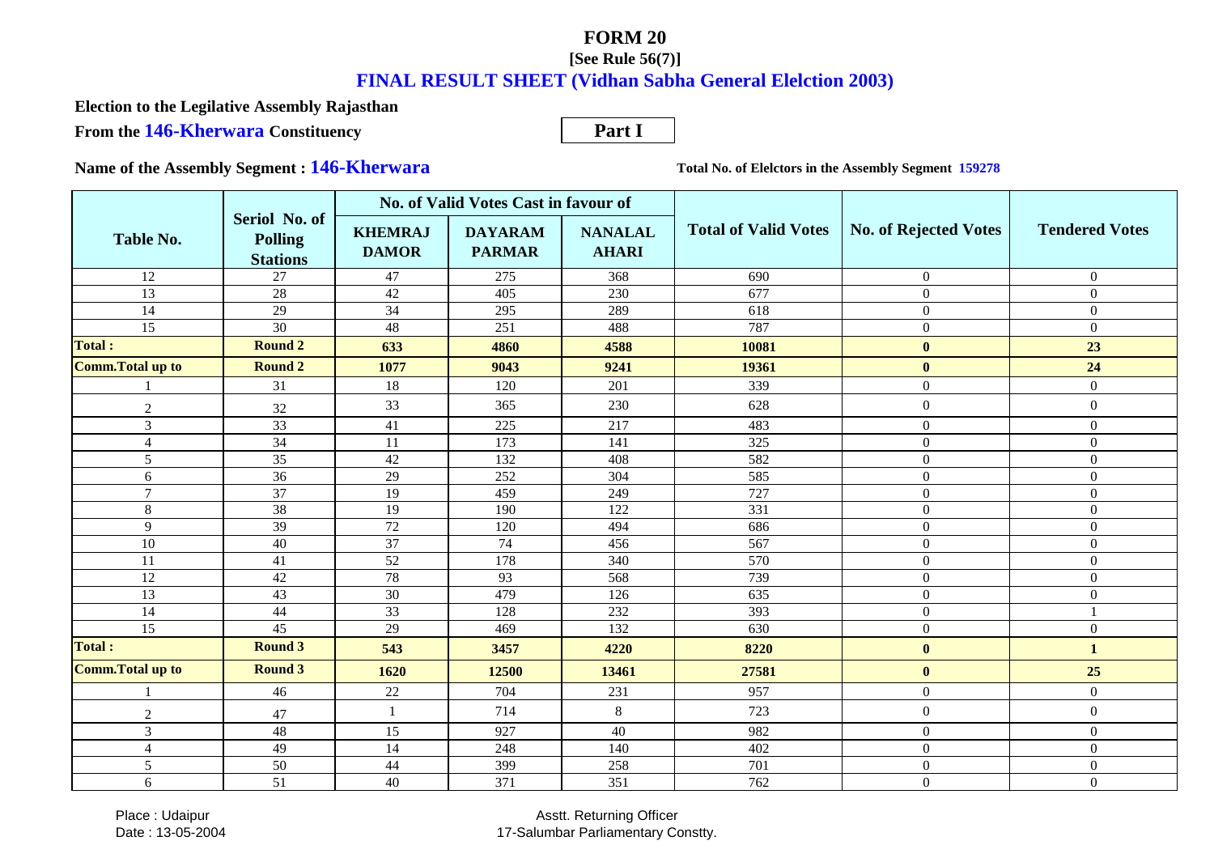# FORM 20

**[See Rule 56(7)]**

## FINAL RESULT SHEET (Vidhan Sabha General Elelction 2003)

**Election to the Legilative Assembly Rajasthan**

**From the 146-Kherwara Constituency**

**Part I**

**Name of the Assembly Segment : 146-Kherwara**

**Total No. of Elelctors in the Assembly Segment 159278**

| Table No. | Seriol No. of Polling Stations | No. of Valid Votes Cast in favour of | | | Total of Valid Votes | No. of Rejected Votes | Tendered Votes |
|---|---|---|---|---|---|---|---|
| | | KHEMRAJ DAMOR | DAYARAM PARMAR | NANALAL AHARI | | | |
| 12 | 27 | 47 | 275 | 368 | 690 | 0 | 0 |
| 13 | 28 | 42 | 405 | 230 | 677 | 0 | 0 |
| 14 | 29 | 34 | 295 | 289 | 618 | 0 | 0 |
| 15 | 30 | 48 | 251 | 488 | 787 | 0 | 0 |
| **Total :** | **Round 2** | **633** | **4860** | **4588** | **10081** | **0** | **23** |
| **Comm.Total up to** | **Round 2** | **1077** | **9043** | **9241** | **19361** | **0** | **24** |
| 1 | 31 | 18 | 120 | 201 | 339 | 0 | 0 |
| 2 | 32 | 33 | 365 | 230 | 628 | 0 | 0 |
| 3 | 33 | 41 | 225 | 217 | 483 | 0 | 0 |
| 4 | 34 | 11 | 173 | 141 | 325 | 0 | 0 |
| 5 | 35 | 42 | 132 | 408 | 582 | 0 | 0 |
| 6 | 36 | 29 | 252 | 304 | 585 | 0 | 0 |
| 7 | 37 | 19 | 459 | 249 | 727 | 0 | 0 |
| 8 | 38 | 19 | 190 | 122 | 331 | 0 | 0 |
| 9 | 39 | 72 | 120 | 494 | 686 | 0 | 0 |
| 10 | 40 | 37 | 74 | 456 | 567 | 0 | 0 |
| 11 | 41 | 52 | 178 | 340 | 570 | 0 | 0 |
| 12 | 42 | 78 | 93 | 568 | 739 | 0 | 0 |
| 13 | 43 | 30 | 479 | 126 | 635 | 0 | 0 |
| 14 | 44 | 33 | 128 | 232 | 393 | 0 | 1 |
| 15 | 45 | 29 | 469 | 132 | 630 | 0 | 0 |
| **Total :** | **Round 3** | **543** | **3457** | **4220** | **8220** | **0** | **1** |
| **Comm.Total up to** | **Round 3** | **1620** | **12500** | **13461** | **27581** | **0** | **25** |
| 1 | 46 | 22 | 704 | 231 | 957 | 0 | 0 |
| 2 | 47 | 1 | 714 | 8 | 723 | 0 | 0 |
| 3 | 48 | 15 | 927 | 40 | 982 | 0 | 0 |
| 4 | 49 | 14 | 248 | 140 | 402 | 0 | 0 |
| 5 | 50 | 44 | 399 | 258 | 701 | 0 | 0 |
| 6 | 51 | 40 | 371 | 351 | 762 | 0 | 0 |

Place : Udaipur

Date : 13-05-2004

Asstt. Returning Officer

17-Salumbar Parliamentary Constty.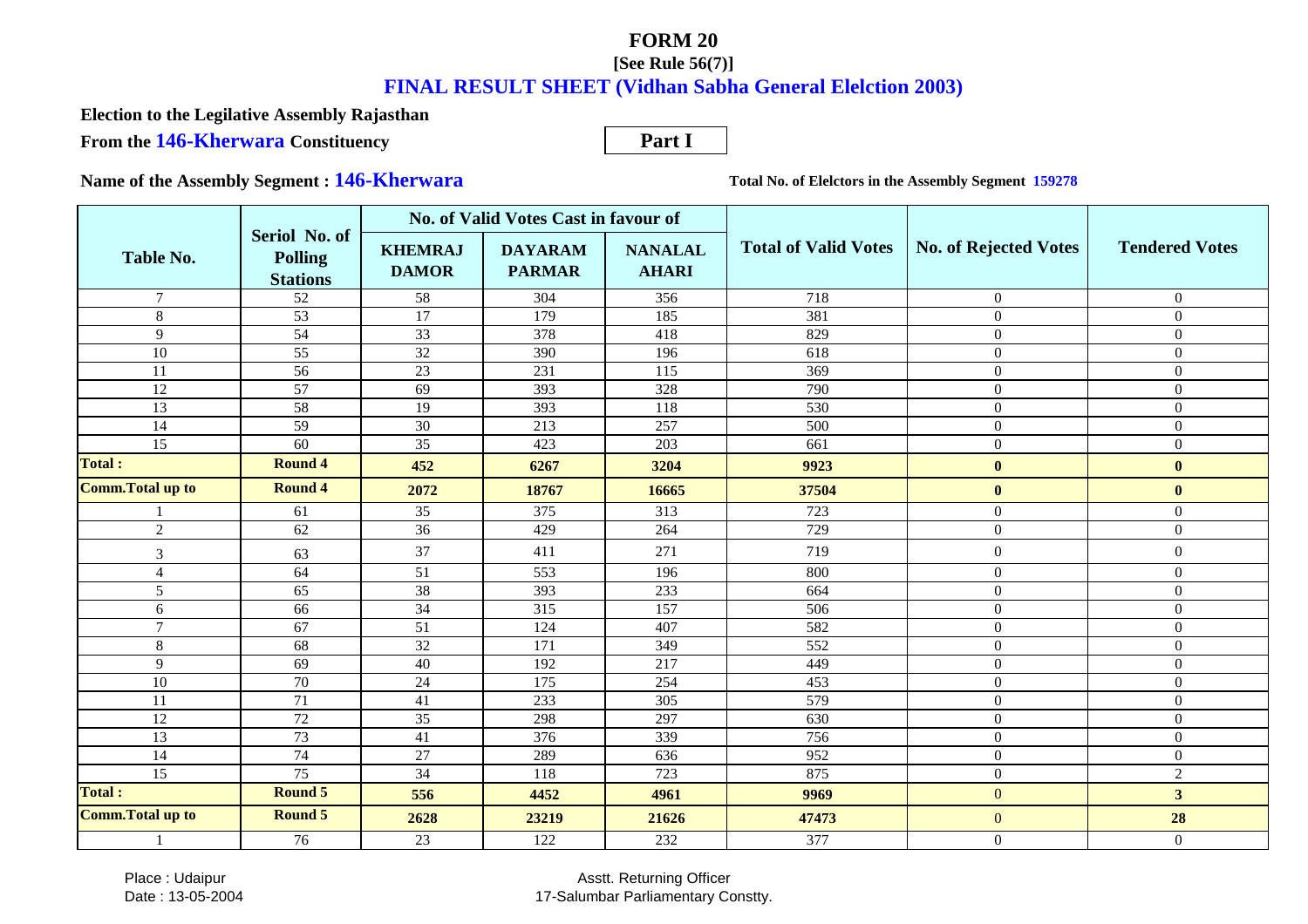# FORM 20

**[See Rule 56(7)]**

## FINAL RESULT SHEET (Vidhan Sabha General Elelction 2003)

**Election to the Legilative Assembly Rajasthan**

**From the 146-Kherwara Constituency**

**Part I**

**Name of the Assembly Segment : 146-Kherwara**

**Total No. of Elelctors in the Assembly Segment 159278**

| Table No. | Seriol No. of Polling Stations | No. of Valid Votes Cast in favour of | | | Total of Valid Votes | No. of Rejected Votes | Tendered Votes |
|---|---|---|---|---|---|---|---|
| | | KHEMRAJ DAMOR | DAYARAM PARMAR | NANALAL AHARI | | | |
| 7 | 52 | 58 | 304 | 356 | 718 | 0 | 0 |
| 8 | 53 | 17 | 179 | 185 | 381 | 0 | 0 |
| 9 | 54 | 33 | 378 | 418 | 829 | 0 | 0 |
| 10 | 55 | 32 | 390 | 196 | 618 | 0 | 0 |
| 11 | 56 | 23 | 231 | 115 | 369 | 0 | 0 |
| 12 | 57 | 69 | 393 | 328 | 790 | 0 | 0 |
| 13 | 58 | 19 | 393 | 118 | 530 | 0 | 0 |
| 14 | 59 | 30 | 213 | 257 | 500 | 0 | 0 |
| 15 | 60 | 35 | 423 | 203 | 661 | 0 | 0 |
| **Total :** | **Round 4** | **452** | **6267** | **3204** | **9923** | **0** | **0** |
| **Comm.Total up to** | **Round 4** | **2072** | **18767** | **16665** | **37504** | **0** | **0** |
| 1 | 61 | 35 | 375 | 313 | 723 | 0 | 0 |
| 2 | 62 | 36 | 429 | 264 | 729 | 0 | 0 |
| 3 | 63 | 37 | 411 | 271 | 719 | 0 | 0 |
| 4 | 64 | 51 | 553 | 196 | 800 | 0 | 0 |
| 5 | 65 | 38 | 393 | 233 | 664 | 0 | 0 |
| 6 | 66 | 34 | 315 | 157 | 506 | 0 | 0 |
| 7 | 67 | 51 | 124 | 407 | 582 | 0 | 0 |
| 8 | 68 | 32 | 171 | 349 | 552 | 0 | 0 |
| 9 | 69 | 40 | 192 | 217 | 449 | 0 | 0 |
| 10 | 70 | 24 | 175 | 254 | 453 | 0 | 0 |
| 11 | 71 | 41 | 233 | 305 | 579 | 0 | 0 |
| 12 | 72 | 35 | 298 | 297 | 630 | 0 | 0 |
| 13 | 73 | 41 | 376 | 339 | 756 | 0 | 0 |
| 14 | 74 | 27 | 289 | 636 | 952 | 0 | 0 |
| 15 | 75 | 34 | 118 | 723 | 875 | 0 | 2 |
| **Total :** | **Round 5** | **556** | **4452** | **4961** | **9969** | 0 | **3** |
| **Comm.Total up to** | **Round 5** | **2628** | **23219** | **21626** | **47473** | 0 | **28** |
| 1 | 76 | 23 | 122 | 232 | 377 | 0 | 0 |

Place : Udaipur
Date : 13-05-2004

Asstt. Returning Officer
17-Salumbar Parliamentary Constty.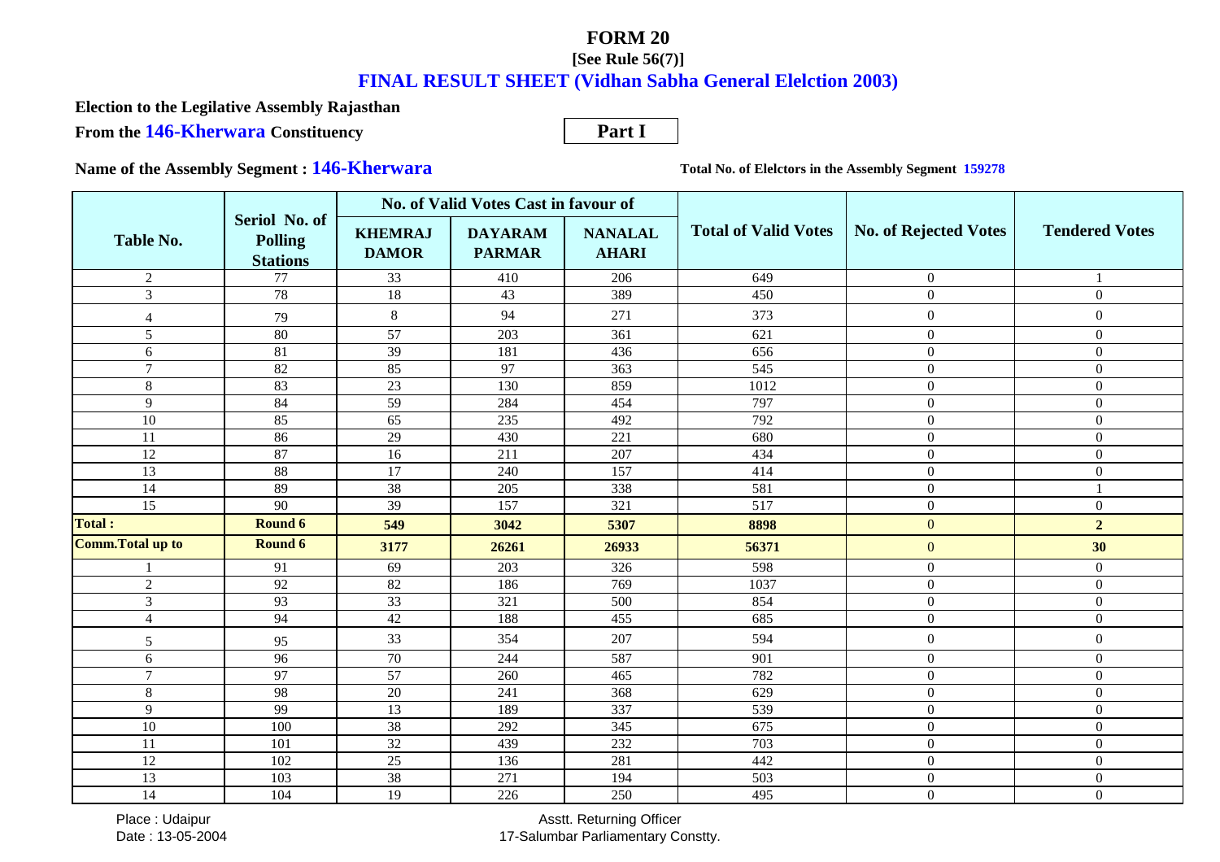# FORM 20

**[See Rule 56(7)]**

## FINAL RESULT SHEET (Vidhan Sabha General Elelction 2003)

**Election to the Legilative Assembly Rajasthan**

**From the 146-Kherwara Constituency**

**Part I**

**Name of the Assembly Segment : 146-Kherwara**

**Total No. of Elelctors in the Assembly Segment 159278**

| Table No. | Seriol No. of Polling Stations | No. of Valid Votes Cast in favour of | | | Total of Valid Votes | No. of Rejected Votes | Tendered Votes |
|---|---|---|---|---|---|---|---|
| | | KHEMRAJ DAMOR | DAYARAM PARMAR | NANALAL AHARI | | | |
| 2 | 77 | 33 | 410 | 206 | 649 | 0 | 1 |
| 3 | 78 | 18 | 43 | 389 | 450 | 0 | 0 |
| 4 | 79 | 8 | 94 | 271 | 373 | 0 | 0 |
| 5 | 80 | 57 | 203 | 361 | 621 | 0 | 0 |
| 6 | 81 | 39 | 181 | 436 | 656 | 0 | 0 |
| 7 | 82 | 85 | 97 | 363 | 545 | 0 | 0 |
| 8 | 83 | 23 | 130 | 859 | 1012 | 0 | 0 |
| 9 | 84 | 59 | 284 | 454 | 797 | 0 | 0 |
| 10 | 85 | 65 | 235 | 492 | 792 | 0 | 0 |
| 11 | 86 | 29 | 430 | 221 | 680 | 0 | 0 |
| 12 | 87 | 16 | 211 | 207 | 434 | 0 | 0 |
| 13 | 88 | 17 | 240 | 157 | 414 | 0 | 0 |
| 14 | 89 | 38 | 205 | 338 | 581 | 0 | 1 |
| 15 | 90 | 39 | 157 | 321 | 517 | 0 | 0 |
| **Total :** | **Round 6** | **549** | **3042** | **5307** | **8898** | **0** | **2** |
| **Comm.Total up to** | **Round 6** | **3177** | **26261** | **26933** | **56371** | **0** | **30** |
| 1 | 91 | 69 | 203 | 326 | 598 | 0 | 0 |
| 2 | 92 | 82 | 186 | 769 | 1037 | 0 | 0 |
| 3 | 93 | 33 | 321 | 500 | 854 | 0 | 0 |
| 4 | 94 | 42 | 188 | 455 | 685 | 0 | 0 |
| 5 | 95 | 33 | 354 | 207 | 594 | 0 | 0 |
| 6 | 96 | 70 | 244 | 587 | 901 | 0 | 0 |
| 7 | 97 | 57 | 260 | 465 | 782 | 0 | 0 |
| 8 | 98 | 20 | 241 | 368 | 629 | 0 | 0 |
| 9 | 99 | 13 | 189 | 337 | 539 | 0 | 0 |
| 10 | 100 | 38 | 292 | 345 | 675 | 0 | 0 |
| 11 | 101 | 32 | 439 | 232 | 703 | 0 | 0 |
| 12 | 102 | 25 | 136 | 281 | 442 | 0 | 0 |
| 13 | 103 | 38 | 271 | 194 | 503 | 0 | 0 |
| 14 | 104 | 19 | 226 | 250 | 495 | 0 | 0 |

Place : Udaipur
Date : 13-05-2004

Asstt. Returning Officer
17-Salumbar Parliamentary Constty.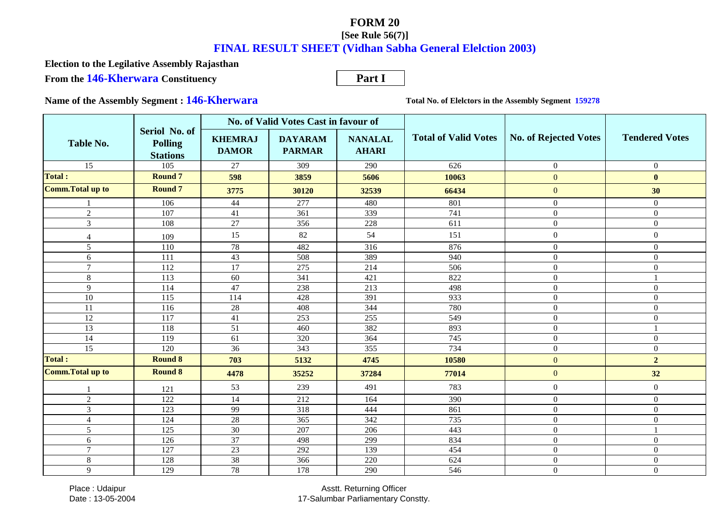# FORM 20

**[See Rule 56(7)]**

## FINAL RESULT SHEET (Vidhan Sabha General Elelction 2003)

**Election to the Legilative Assembly Rajasthan**

**From the 146-Kherwara Constituency**

**Part I**

**Name of the Assembly Segment : 146-Kherwara**

**Total No. of Elelctors in the Assembly Segment 159278**

| Table No. | Seriol No. of Polling Stations | No. of Valid Votes Cast in favour of | | | Total of Valid Votes | No. of Rejected Votes | Tendered Votes |
|---|---|---|---|---|---|---|---|
| | | KHEMRAJ DAMOR | DAYARAM PARMAR | NANALAL AHARI | | | |
| 15 | 105 | 27 | 309 | 290 | 626 | 0 | 0 |
| **Total :** | **Round 7** | **598** | **3859** | **5606** | **10063** | **0** | **0** |
| **Comm.Total up to** | **Round 7** | **3775** | **30120** | **32539** | **66434** | **0** | **30** |
| 1 | 106 | 44 | 277 | 480 | 801 | 0 | 0 |
| 2 | 107 | 41 | 361 | 339 | 741 | 0 | 0 |
| 3 | 108 | 27 | 356 | 228 | 611 | 0 | 0 |
| 4 | 109 | 15 | 82 | 54 | 151 | 0 | 0 |
| 5 | 110 | 78 | 482 | 316 | 876 | 0 | 0 |
| 6 | 111 | 43 | 508 | 389 | 940 | 0 | 0 |
| 7 | 112 | 17 | 275 | 214 | 506 | 0 | 0 |
| 8 | 113 | 60 | 341 | 421 | 822 | 0 | 1 |
| 9 | 114 | 47 | 238 | 213 | 498 | 0 | 0 |
| 10 | 115 | 114 | 428 | 391 | 933 | 0 | 0 |
| 11 | 116 | 28 | 408 | 344 | 780 | 0 | 0 |
| 12 | 117 | 41 | 253 | 255 | 549 | 0 | 0 |
| 13 | 118 | 51 | 460 | 382 | 893 | 0 | 1 |
| 14 | 119 | 61 | 320 | 364 | 745 | 0 | 0 |
| 15 | 120 | 36 | 343 | 355 | 734 | 0 | 0 |
| **Total :** | **Round 8** | **703** | **5132** | **4745** | **10580** | **0** | **2** |
| **Comm.Total up to** | **Round 8** | **4478** | **35252** | **37284** | **77014** | **0** | **32** |
| 1 | 121 | 53 | 239 | 491 | 783 | 0 | 0 |
| 2 | 122 | 14 | 212 | 164 | 390 | 0 | 0 |
| 3 | 123 | 99 | 318 | 444 | 861 | 0 | 0 |
| 4 | 124 | 28 | 365 | 342 | 735 | 0 | 0 |
| 5 | 125 | 30 | 207 | 206 | 443 | 0 | 1 |
| 6 | 126 | 37 | 498 | 299 | 834 | 0 | 0 |
| 7 | 127 | 23 | 292 | 139 | 454 | 0 | 0 |
| 8 | 128 | 38 | 366 | 220 | 624 | 0 | 0 |
| 9 | 129 | 78 | 178 | 290 | 546 | 0 | 0 |

Place : Udaipur
Date : 13-05-2004

Asstt. Returning Officer
17-Salumbar Parliamentary Constty.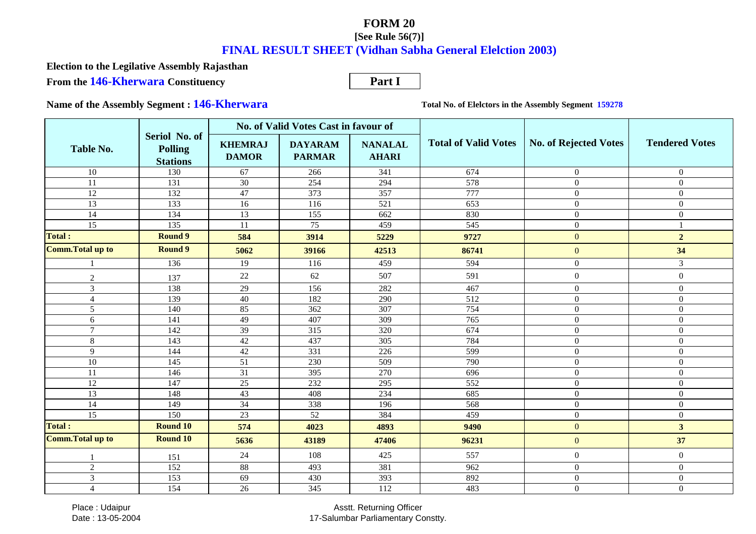# FORM 20

**[See Rule 56(7)]**

## FINAL RESULT SHEET (Vidhan Sabha General Elelction 2003)

**Election to the Legilative Assembly Rajasthan**

**From the 146-Kherwara Constituency** | **Part I**

**Name of the Assembly Segment : 146-Kherwara** | **Total No. of Elelctors in the Assembly Segment 159278**

| Table No. | Seriol No. of Polling Stations | No. of Valid Votes Cast in favour of | | | Total of Valid Votes | No. of Rejected Votes | Tendered Votes |
|---|---|---|---|---|---|---|---|
| | | KHEMRAJ DAMOR | DAYARAM PARMAR | NANALAL AHARI | | | |
| 10 | 130 | 67 | 266 | 341 | 674 | 0 | 0 |
| 11 | 131 | 30 | 254 | 294 | 578 | 0 | 0 |
| 12 | 132 | 47 | 373 | 357 | 777 | 0 | 0 |
| 13 | 133 | 16 | 116 | 521 | 653 | 0 | 0 |
| 14 | 134 | 13 | 155 | 662 | 830 | 0 | 0 |
| 15 | 135 | 11 | 75 | 459 | 545 | 0 | 1 |
| **Total :** | **Round 9** | **584** | **3914** | **5229** | **9727** | **0** | **2** |
| **Comm.Total up to** | **Round 9** | **5062** | **39166** | **42513** | **86741** | **0** | **34** |
| 1 | 136 | 19 | 116 | 459 | 594 | 0 | 3 |
| 2 | 137 | 22 | 62 | 507 | 591 | 0 | 0 |
| 3 | 138 | 29 | 156 | 282 | 467 | 0 | 0 |
| 4 | 139 | 40 | 182 | 290 | 512 | 0 | 0 |
| 5 | 140 | 85 | 362 | 307 | 754 | 0 | 0 |
| 6 | 141 | 49 | 407 | 309 | 765 | 0 | 0 |
| 7 | 142 | 39 | 315 | 320 | 674 | 0 | 0 |
| 8 | 143 | 42 | 437 | 305 | 784 | 0 | 0 |
| 9 | 144 | 42 | 331 | 226 | 599 | 0 | 0 |
| 10 | 145 | 51 | 230 | 509 | 790 | 0 | 0 |
| 11 | 146 | 31 | 395 | 270 | 696 | 0 | 0 |
| 12 | 147 | 25 | 232 | 295 | 552 | 0 | 0 |
| 13 | 148 | 43 | 408 | 234 | 685 | 0 | 0 |
| 14 | 149 | 34 | 338 | 196 | 568 | 0 | 0 |
| 15 | 150 | 23 | 52 | 384 | 459 | 0 | 0 |
| **Total :** | **Round 10** | **574** | **4023** | **4893** | **9490** | **0** | **3** |
| **Comm.Total up to** | **Round 10** | **5636** | **43189** | **47406** | **96231** | **0** | **37** |
| 1 | 151 | 24 | 108 | 425 | 557 | 0 | 0 |
| 2 | 152 | 88 | 493 | 381 | 962 | 0 | 0 |
| 3 | 153 | 69 | 430 | 393 | 892 | 0 | 0 |
| 4 | 154 | 26 | 345 | 112 | 483 | 0 | 0 |

Place : Udaipur
Date : 13-05-2004

Asstt. Returning Officer
17-Salumbar Parliamentary Constty.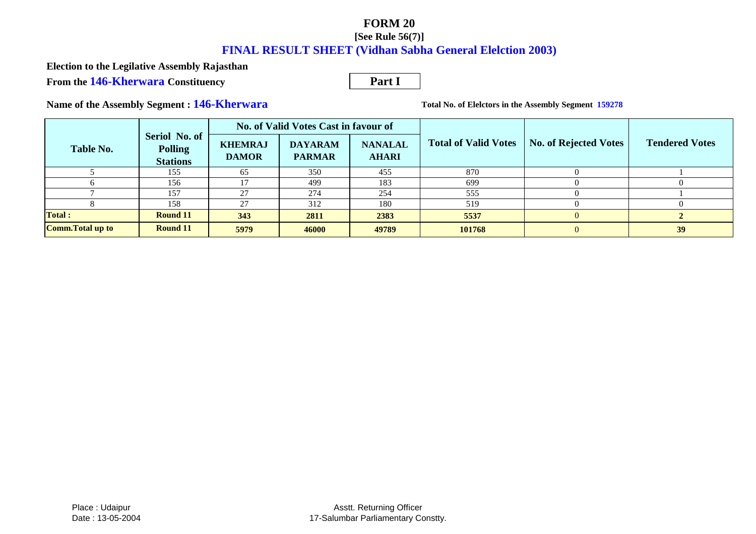# FORM 20

**[See Rule 56(7)]**

## FINAL RESULT SHEET (Vidhan Sabha General Elelction 2003)

**Election to the Legilative Assembly Rajasthan**

**From the 146-Kherwara Constituency**

**Part I**

**Name of the Assembly Segment : 146-Kherwara**

**Total No. of Elelctors in the Assembly Segment 159278**

| Table No. | Seriol No. of Polling Stations | No. of Valid Votes Cast in favour of | | | Total of Valid Votes | No. of Rejected Votes | Tendered Votes |
|---|---|---|---|---|---|---|---|
| | | KHEMRAJ DAMOR | DAYARAM PARMAR | NANALAL AHARI | | | |
| 5 | 155 | 65 | 350 | 455 | 870 | 0 | 1 |
| 6 | 156 | 17 | 499 | 183 | 699 | 0 | 0 |
| 7 | 157 | 27 | 274 | 254 | 555 | 0 | 1 |
| 8 | 158 | 27 | 312 | 180 | 519 | 0 | 0 |
| **Total :** | **Round 11** | **343** | **2811** | **2383** | **5537** | 0 | **2** |
| **Comm.Total up to** | **Round 11** | **5979** | **46000** | **49789** | **101768** | 0 | **39** |

Place : Udaipur
Date : 13-05-2004

Asstt. Returning Officer
17-Salumbar Parliamentary Constty.